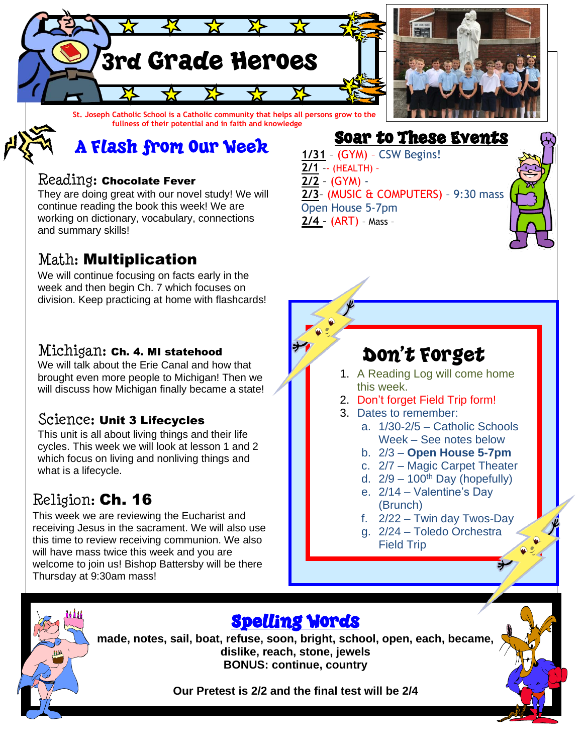# 3rd Grade Heroes

St. Joseph Catholic School is a Catholic community that helps all persons grow to the fullness of their potential and in faith and knowledge

## A Flash from Our Week

### Reading: **Chocolate Fever**

They are doing great with our novel study! We will continue reading the book this week! We are working on dictionary, vocabulary, connections and summary skills!

### Math: **Multiplication**

We will continue focusing on facts early in the week and then begin Ch. 7 which focuses on division. Keep practicing at home with flashcards!

### Michigan: **Ch. 4. MI statehood**

We will talk about the Erie Canal and how that brought even more people to Michigan! Then we will discuss how Michigan finally became a state!

### Science: **Unit 3 Lifecycles**

This unit is all about living things and their life cycles. This week we will look at lesson 1 and 2 which focus on living and nonliving things and what is a lifecycle.

### Religion: **Ch. 16**

This week we are reviewing the Eucharist and receiving Jesus in the sacrament. We will also use this time to review receiving communion. We also will have mass twice this week and you are welcome to join us! Bishop Battersby will be there Thursday at 9:30am mass!

## Soar to These Events

**1/31** – (GYM) – CSW Begins!
**2/1** -- (HEALTH) -
**2/2** – (GYM) -
**2/3**– (MUSIC & COMPUTERS) – 9:30 mass Open House 5-7pm
**2/4** – (ART) – Mass -

## Don't Forget

1. A Reading Log will come home this week.
2. Don't forget Field Trip form!
3. Dates to remember:
   a. 1/30-2/5 – Catholic Schools Week – See notes below
   b. 2/3 – **Open House 5-7pm**
   c. 2/7 – Magic Carpet Theater
   d. 2/9 – 100th Day (hopefully)
   e. 2/14 – Valentine's Day (Brunch)
   f. 2/22 – Twin day Twos-Day
   g. 2/24 – Toledo Orchestra Field Trip

## Spelling Words

**made, notes, sail, boat, refuse, soon, bright, school, open, each, became, dislike, reach, stone, jewels**
**BONUS: continue, country**

**Our Pretest is 2/2 and the final test will be 2/4**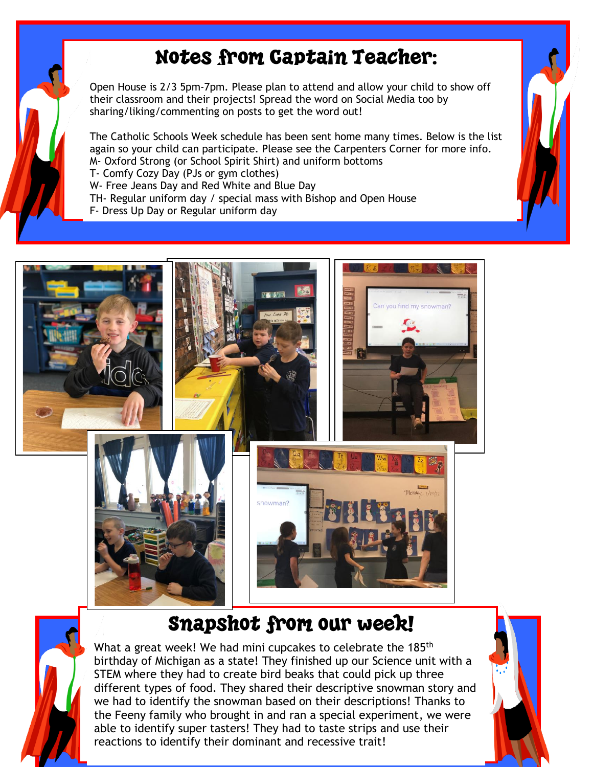# Notes from Captain Teacher:

Open House is 2/3 5pm-7pm. Please plan to attend and allow your child to show off their classroom and their projects! Spread the word on Social Media too by sharing/liking/commenting on posts to get the word out!

The Catholic Schools Week schedule has been sent home many times. Below is the list again so your child can participate. Please see the Carpenters Corner for more info.

M- Oxford Strong (or School Spirit Shirt) and uniform bottoms
T- Comfy Cozy Day (PJs or gym clothes)
W- Free Jeans Day and Red White and Blue Day
TH- Regular uniform day / special mass with Bishop and Open House
F- Dress Up Day or Regular uniform day

# Snapshot from our week!

What a great week! We had mini cupcakes to celebrate the 185th birthday of Michigan as a state! They finished up our Science unit with a STEM where they had to create bird beaks that could pick up three different types of food. They shared their descriptive snowman story and we had to identify the snowman based on their descriptions! Thanks to the Feeny family who brought in and ran a special experiment, we were able to identify super tasters! They had to taste strips and use their reactions to identify their dominant and recessive trait!